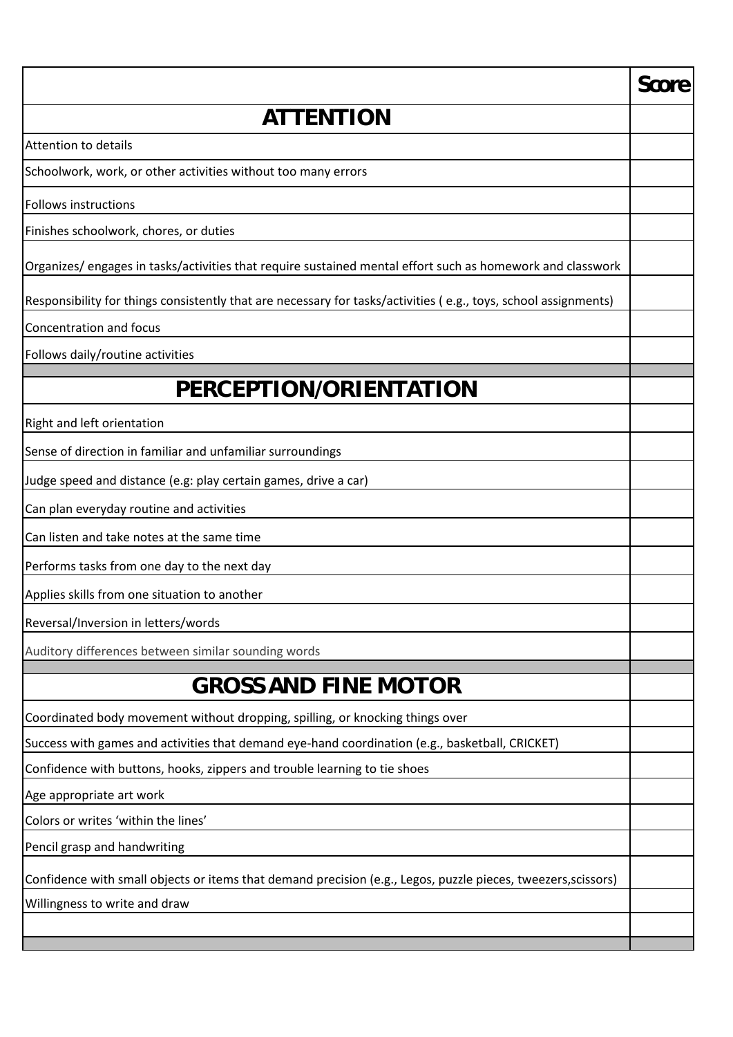| | Score |
|---|---|
| **ATTENTION** | |
| Attention to details | |
| Schoolwork, work, or other activities without too many errors | |
| Follows instructions | |
| Finishes schoolwork, chores, or duties | |
| Organizes/ engages in tasks/activities that require sustained mental effort such as homework and classwork | |
| Responsibility for things consistently that are necessary for tasks/activities ( e.g., toys, school assignments) | |
| Concentration and focus | |
| Follows daily/routine activities | |
| | |
| **PERCEPTION/ORIENTATION** | |
| Right and left orientation | |
| Sense of direction in familiar and unfamiliar surroundings | |
| Judge speed and distance (e.g: play certain games, drive a car) | |
| Can plan everyday routine and activities | |
| Can listen and take notes at the same time | |
| Performs tasks from one day to the next day | |
| Applies skills from one situation to another | |
| Reversal/Inversion in letters/words | |
| Auditory differences between similar sounding words | |
| | |
| **GROSS AND FINE MOTOR** | |
| Coordinated body movement without dropping, spilling, or knocking things over | |
| Success with games and activities that demand eye-hand coordination (e.g., basketball, CRICKET) | |
| Confidence with buttons, hooks, zippers and trouble learning to tie shoes | |
| Age appropriate art work | |
| Colors or writes 'within the lines' | |
| Pencil grasp and handwriting | |
| Confidence with small objects or items that demand precision (e.g., Legos, puzzle pieces, tweezers,scissors) | |
| Willingness to write and draw | |
| | |
| | |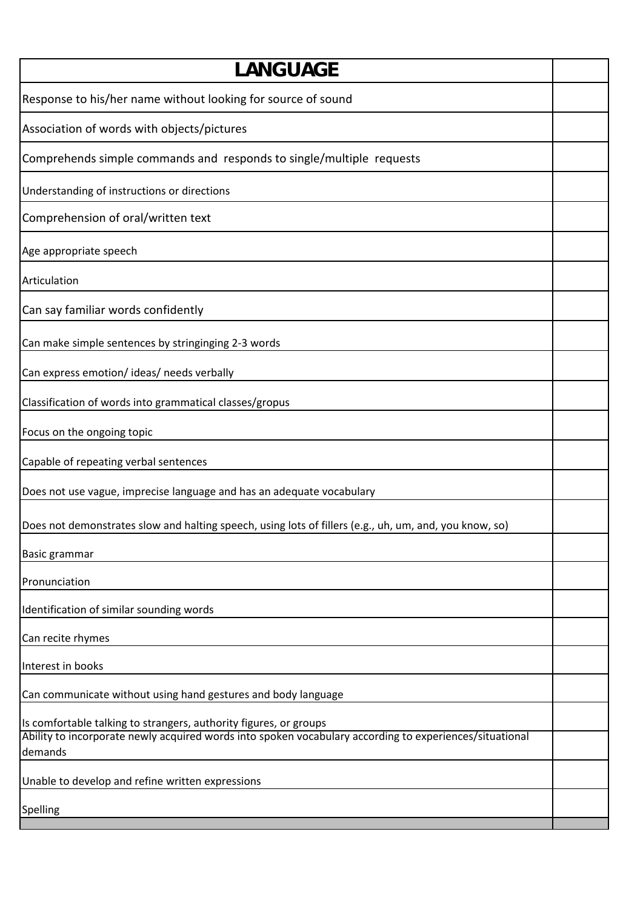| LANGUAGE | |
|---|---|
| Response to his/her name without looking for source of sound | |
| Association of words with objects/pictures | |
| Comprehends simple commands and responds to single/multiple requests | |
| Understanding of instructions or directions | |
| Comprehension of oral/written text | |
| Age appropriate speech | |
| Articulation | |
| Can say familiar words confidently | |
| Can make simple sentences by stringinging 2-3 words | |
| Can express emotion/ ideas/ needs verbally | |
| Classification of words into grammatical classes/gropus | |
| Focus on the ongoing topic | |
| Capable of repeating verbal sentences | |
| Does not use vague, imprecise language and has an adequate vocabulary | |
| Does not demonstrates slow and halting speech, using lots of fillers (e.g., uh, um, and, you know, so) | |
| Basic grammar | |
| Pronunciation | |
| Identification of similar sounding words | |
| Can recite rhymes | |
| Interest in books | |
| Can communicate without using hand gestures and body language | |
| Is comfortable talking to strangers, authority figures, or groups | |
| Ability to incorporate newly acquired words into spoken vocabulary according to experiences/situational demands | |
| Unable to develop and refine written expressions | |
| Spelling | |
| | |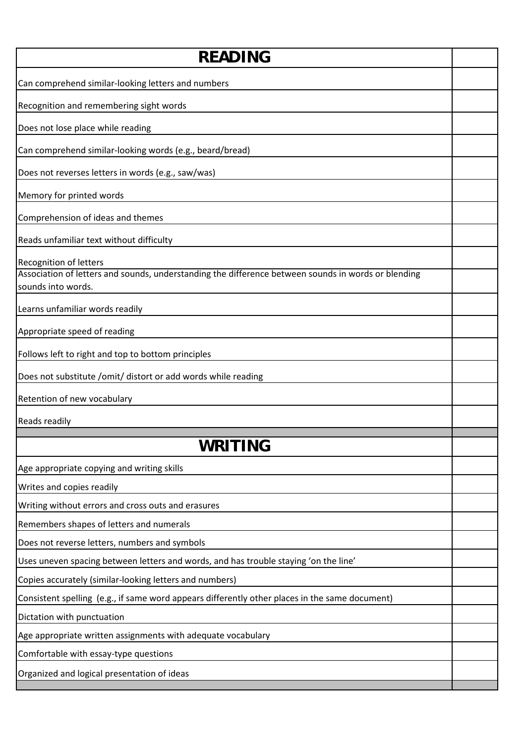| READING | |
|---|---|
| Can comprehend similar-looking letters and numbers | |
| Recognition and remembering sight words | |
| Does not lose place while reading | |
| Can comprehend similar-looking words (e.g., beard/bread) | |
| Does not reverses letters in words (e.g., saw/was) | |
| Memory for printed words | |
| Comprehension of ideas and themes | |
| Reads unfamiliar text without difficulty | |
| Recognition of letters | |
| Association of letters and sounds, understanding the difference between sounds in words or blending sounds into words. | |
| Learns unfamiliar words readily | |
| Appropriate speed of reading | |
| Follows left to right and top to bottom principles | |
| Does not substitute /omit/ distort or add words while reading | |
| Retention of new vocabulary | |
| Reads readily | |

| WRITING | |
|---|---|
| Age appropriate copying and writing skills | |
| Writes and copies readily | |
| Writing without errors and cross outs and erasures | |
| Remembers shapes of letters and numerals | |
| Does not reverse letters, numbers and symbols | |
| Uses uneven spacing between letters and words, and has trouble staying 'on the line' | |
| Copies accurately (similar-looking letters and numbers) | |
| Consistent spelling (e.g., if same word appears differently other places in the same document) | |
| Dictation with punctuation | |
| Age appropriate written assignments with adequate vocabulary | |
| Comfortable with essay-type questions | |
| Organized and logical presentation of ideas | |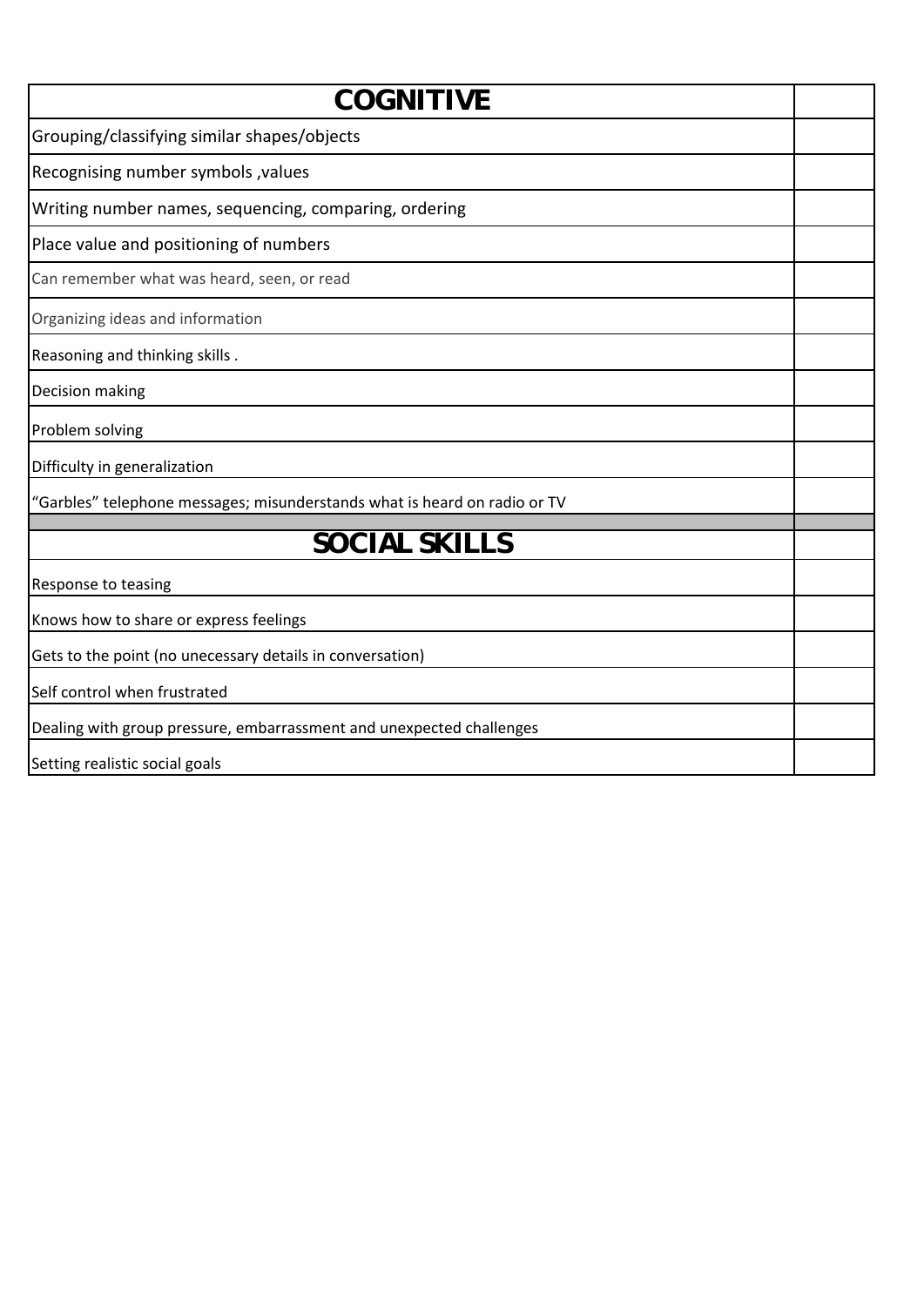| COGNITIVE | |
| --- | --- |
| Grouping/classifying similar shapes/objects | |
| Recognising number symbols ,values | |
| Writing number names, sequencing, comparing, ordering | |
| Place value and positioning of numbers | |
| Can remember what was heard, seen, or read | |
| Organizing ideas and information | |
| Reasoning and thinking skills . | |
| Decision making | |
| Problem solving | |
| Difficulty in generalization | |
| "Garbles" telephone messages; misunderstands what is heard on radio or TV | |
| | |
| **SOCIAL SKILLS** | |
| Response to teasing | |
| Knows how to share or express feelings | |
| Gets to the point (no unecessary details in conversation) | |
| Self control when frustrated | |
| Dealing with group pressure, embarrassment and unexpected challenges | |
| Setting realistic social goals | |